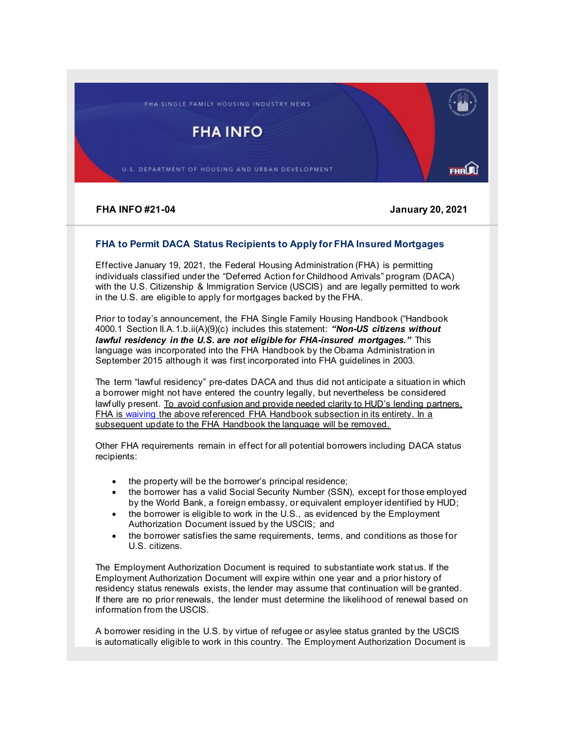FHA SINGLE FAMILY HOUSING INDUSTRY NEWS

# FHA INFO

U.S. DEPARTMENT OF HOUSING AND URBAN DEVELOPMENT

**FHA INFO #21-04** **January 20, 2021**

## FHA to Permit DACA Status Recipients to Apply for FHA Insured Mortgages

Effective January 19, 2021, the Federal Housing Administration (FHA) is permitting individuals classified under the "Deferred Action for Childhood Arrivals" program (DACA) with the U.S. Citizenship & Immigration Service (USCIS) and are legally permitted to work in the U.S. are eligible to apply for mortgages backed by the FHA.

Prior to today's announcement, the FHA Single Family Housing Handbook ("Handbook 4000.1 Section II.A.1.b.ii(A)(9)(c) includes this statement: ***"Non-US citizens without lawful residency in the U.S. are not eligible for FHA-insured mortgages."*** This language was incorporated into the FHA Handbook by the Obama Administration in September 2015 although it was first incorporated into FHA guidelines in 2003.

The term "lawful residency" pre-dates DACA and thus did not anticipate a situation in which a borrower might not have entered the country legally, but nevertheless be considered lawfully present. To avoid confusion and provide needed clarity to HUD's lending partners, FHA is waiving the above referenced FHA Handbook subsection in its entirety. In a subsequent update to the FHA Handbook the language will be removed.

Other FHA requirements remain in effect for all potential borrowers including DACA status recipients:

- the property will be the borrower's principal residence;
- the borrower has a valid Social Security Number (SSN), except for those employed by the World Bank, a foreign embassy, or equivalent employer identified by HUD;
- the borrower is eligible to work in the U.S., as evidenced by the Employment Authorization Document issued by the USCIS; and
- the borrower satisfies the same requirements, terms, and conditions as those for U.S. citizens.

The Employment Authorization Document is required to substantiate work status. If the Employment Authorization Document will expire within one year and a prior history of residency status renewals exists, the lender may assume that continuation will be granted. If there are no prior renewals, the lender must determine the likelihood of renewal based on information from the USCIS.

A borrower residing in the U.S. by virtue of refugee or asylee status granted by the USCIS is automatically eligible to work in this country. The Employment Authorization Document is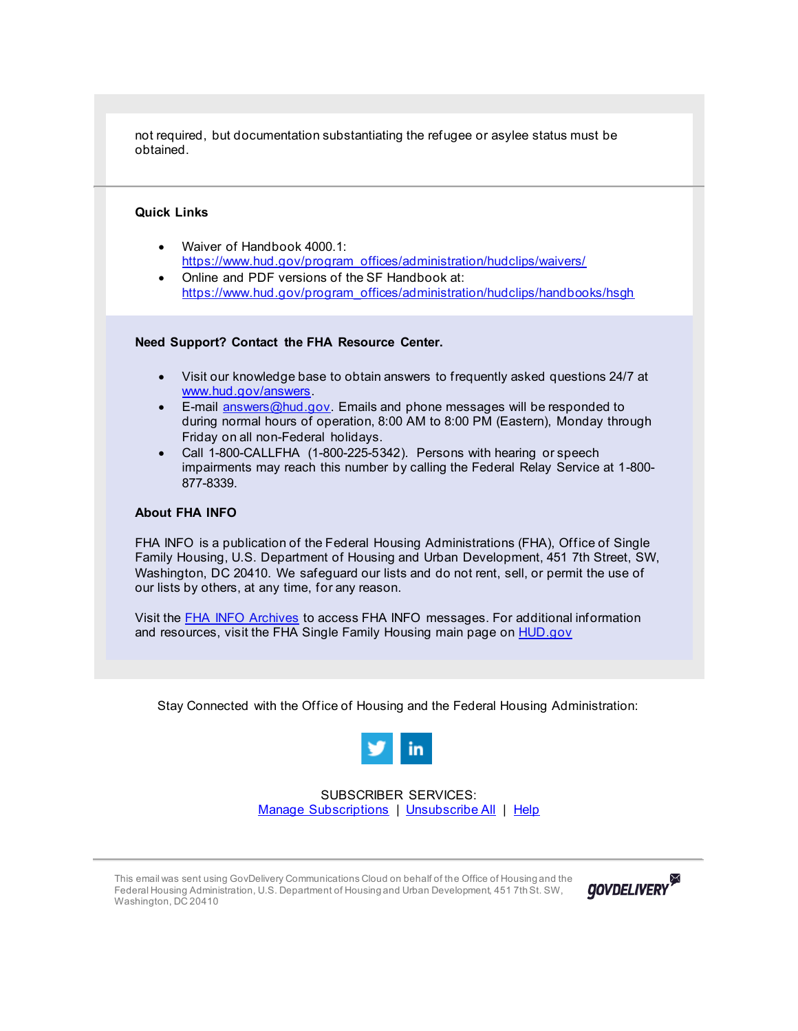not required, but documentation substantiating the refugee or asylee status must be obtained.

**Quick Links**

- Waiver of Handbook 4000.1: https://www.hud.gov/program_offices/administration/hudclips/waivers/
- Online and PDF versions of the SF Handbook at: https://www.hud.gov/program_offices/administration/hudclips/handbooks/hsgh

**Need Support? Contact the FHA Resource Center.**

- Visit our knowledge base to obtain answers to frequently asked questions 24/7 at www.hud.gov/answers.
- E-mail answers@hud.gov. Emails and phone messages will be responded to during normal hours of operation, 8:00 AM to 8:00 PM (Eastern), Monday through Friday on all non-Federal holidays.
- Call 1-800-CALLFHA (1-800-225-5342). Persons with hearing or speech impairments may reach this number by calling the Federal Relay Service at 1-800-877-8339.

**About FHA INFO**

FHA INFO is a publication of the Federal Housing Administrations (FHA), Office of Single Family Housing, U.S. Department of Housing and Urban Development, 451 7th Street, SW, Washington, DC 20410. We safeguard our lists and do not rent, sell, or permit the use of our lists by others, at any time, for any reason.

Visit the FHA INFO Archives to access FHA INFO messages. For additional information and resources, visit the FHA Single Family Housing main page on HUD.gov

Stay Connected with the Office of Housing and the Federal Housing Administration:

SUBSCRIBER SERVICES:
Manage Subscriptions | Unsubscribe All | Help

This email was sent using GovDelivery Communications Cloud on behalf of the Office of Housing and the Federal Housing Administration, U.S. Department of Housing and Urban Development, 451 7th St. SW, Washington, DC 20410

GOVDELIVERY